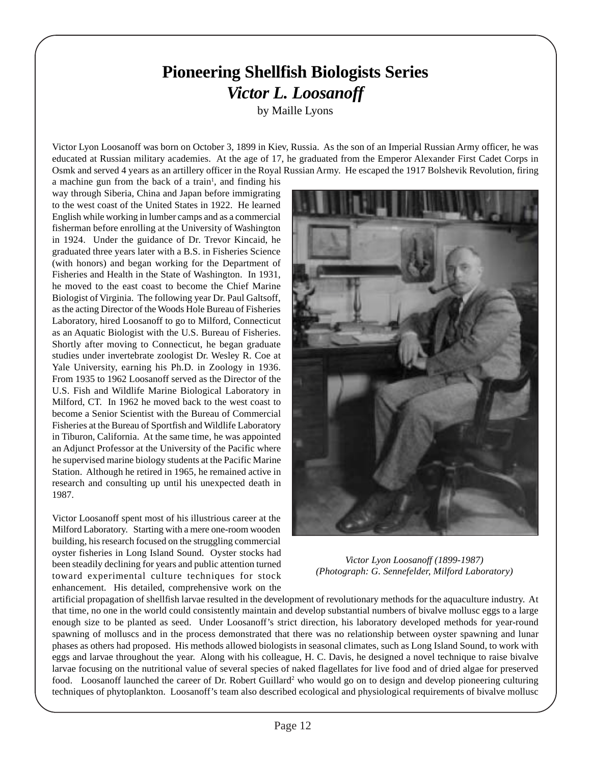# Pioneering Shellfish Biologists Series

## *Victor L. Loosanoff*

by Maille Lyons

Victor Lyon Loosanoff was born on October 3, 1899 in Kiev, Russia. As the son of an Imperial Russian Army officer, he was educated at Russian military academies. At the age of 17, he graduated from the Emperor Alexander First Cadet Corps in Osmk and served 4 years as an artillery officer in the Royal Russian Army. He escaped the 1917 Bolshevik Revolution, firing a machine gun from the back of a train[1], and finding his way through Siberia, China and Japan before immigrating to the west coast of the United States in 1922. He learned English while working in lumber camps and as a commercial fisherman before enrolling at the University of Washington in 1924. Under the guidance of Dr. Trevor Kincaid, he graduated three years later with a B.S. in Fisheries Science (with honors) and began working for the Department of Fisheries and Health in the State of Washington. In 1931, he moved to the east coast to become the Chief Marine Biologist of Virginia. The following year Dr. Paul Galtsoff, as the acting Director of the Woods Hole Bureau of Fisheries Laboratory, hired Loosanoff to go to Milford, Connecticut as an Aquatic Biologist with the U.S. Bureau of Fisheries. Shortly after moving to Connecticut, he began graduate studies under invertebrate zoologist Dr. Wesley R. Coe at Yale University, earning his Ph.D. in Zoology in 1936. From 1935 to 1962 Loosanoff served as the Director of the U.S. Fish and Wildlife Marine Biological Laboratory in Milford, CT. In 1962 he moved back to the west coast to become a Senior Scientist with the Bureau of Commercial Fisheries at the Bureau of Sportfish and Wildlife Laboratory in Tiburon, California. At the same time, he was appointed an Adjunct Professor at the University of the Pacific where he supervised marine biology students at the Pacific Marine Station. Although he retired in 1965, he remained active in research and consulting up until his unexpected death in 1987.

*Victor Lyon Loosanoff (1899-1987)*
*(Photograph: G. Sennefelder, Milford Laboratory)*

Victor Loosanoff spent most of his illustrious career at the Milford Laboratory. Starting with a mere one-room wooden building, his research focused on the struggling commercial oyster fisheries in Long Island Sound. Oyster stocks had been steadily declining for years and public attention turned toward experimental culture techniques for stock enhancement. His detailed, comprehensive work on the artificial propagation of shellfish larvae resulted in the development of revolutionary methods for the aquaculture industry. At that time, no one in the world could consistently maintain and develop substantial numbers of bivalve mollusc eggs to a large enough size to be planted as seed. Under Loosanoff's strict direction, his laboratory developed methods for year-round spawning of molluscs and in the process demonstrated that there was no relationship between oyster spawning and lunar phases as others had proposed. His methods allowed biologists in seasonal climates, such as Long Island Sound, to work with eggs and larvae throughout the year. Along with his colleague, H. C. Davis, he designed a novel technique to raise bivalve larvae focusing on the nutritional value of several species of naked flagellates for live food and of dried algae for preserved food. Loosanoff launched the career of Dr. Robert Guillard[2] who would go on to design and develop pioneering culturing techniques of phytoplankton. Loosanoff's team also described ecological and physiological requirements of bivalve mollusc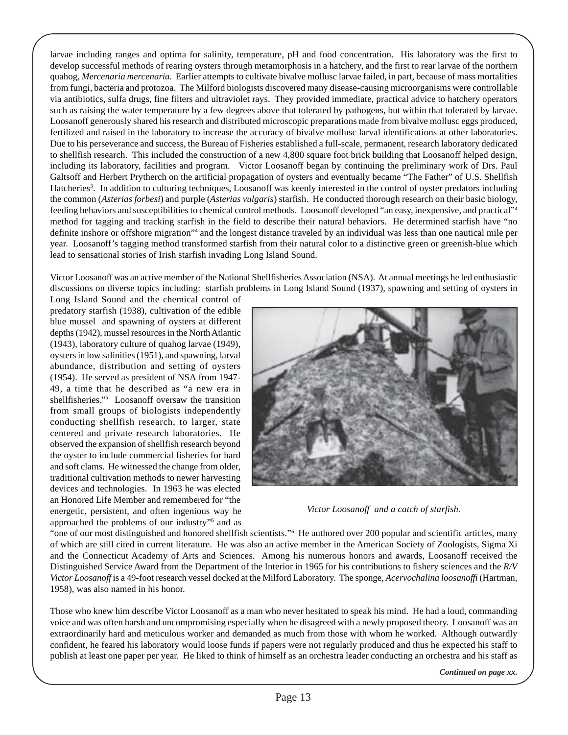larvae including ranges and optima for salinity, temperature, pH and food concentration. His laboratory was the first to develop successful methods of rearing oysters through metamorphosis in a hatchery, and the first to rear larvae of the northern quahog, *Mercenaria mercenaria.* Earlier attempts to cultivate bivalve mollusc larvae failed, in part, because of mass mortalities from fungi, bacteria and protozoa. The Milford biologists discovered many disease-causing microorganisms were controllable via antibiotics, sulfa drugs, fine filters and ultraviolet rays. They provided immediate, practical advice to hatchery operators such as raising the water temperature by a few degrees above that tolerated by pathogens, but within that tolerated by larvae. Loosanoff generously shared his research and distributed microscopic preparations made from bivalve mollusc eggs produced, fertilized and raised in the laboratory to increase the accuracy of bivalve mollusc larval identifications at other laboratories. Due to his perseverance and success, the Bureau of Fisheries established a full-scale, permanent, research laboratory dedicated to shellfish research. This included the construction of a new 4,800 square foot brick building that Loosanoff helped design, including its laboratory, facilities and program. Victor Loosanoff began by continuing the preliminary work of Drs. Paul Galtsoff and Herbert Prytherch on the artificial propagation of oysters and eventually became "The Father" of U.S. Shellfish Hatcheries[3]. In addition to culturing techniques, Loosanoff was keenly interested in the control of oyster predators including the common (*Asterias forbesi*) and purple (*Asterias vulgaris*) starfish. He conducted thorough research on their basic biology, feeding behaviors and susceptibilities to chemical control methods. Loosanoff developed "an easy, inexpensive, and practical"[4] method for tagging and tracking starfish in the field to describe their natural behaviors. He determined starfish have "no definite inshore or offshore migration"[4] and the longest distance traveled by an individual was less than one nautical mile per year. Loosanoff's tagging method transformed starfish from their natural color to a distinctive green or greenish-blue which lead to sensational stories of Irish starfish invading Long Island Sound.

Victor Loosanoff was an active member of the National Shellfisheries Association (NSA). At annual meetings he led enthusiastic discussions on diverse topics including: starfish problems in Long Island Sound (1937), spawning and setting of oysters in Long Island Sound and the chemical control of predatory starfish (1938), cultivation of the edible blue mussel and spawning of oysters at different depths (1942), mussel resources in the North Atlantic (1943), laboratory culture of quahog larvae (1949), oysters in low salinities (1951), and spawning, larval abundance, distribution and setting of oysters (1954). He served as president of NSA from 1947-49, a time that he described as "a new era in shellfisheries."[5] Loosanoff oversaw the transition from small groups of biologists independently conducting shellfish research, to larger, state centered and private research laboratories. He observed the expansion of shellfish research beyond the oyster to include commercial fisheries for hard and soft clams. He witnessed the change from older, traditional cultivation methods to newer harvesting devices and technologies. In 1963 he was elected an Honored Life Member and remembered for "the energetic, persistent, and often ingenious way he approached the problems of our industry"[6] and as "one of our most distinguished and honored shellfish scientists."[6] He authored over 200 popular and scientific articles, many of which are still cited in current literature. He was also an active member in the American Society of Zoologists, Sigma Xi and the Connecticut Academy of Arts and Sciences. Among his numerous honors and awards, Loosanoff received the Distinguished Service Award from the Department of the Interior in 1965 for his contributions to fishery sciences and the *R/V Victor Loosanoff* is a 49-foot research vessel docked at the Milford Laboratory. The sponge, *Acervochalina loosanoffi* (Hartman, 1958), was also named in his honor.

*Victor Loosanoff and a catch of starfish.*

Those who knew him describe Victor Loosanoff as a man who never hesitated to speak his mind. He had a loud, commanding voice and was often harsh and uncompromising especially when he disagreed with a newly proposed theory. Loosanoff was an extraordinarily hard and meticulous worker and demanded as much from those with whom he worked. Although outwardly confident, he feared his laboratory would loose funds if papers were not regularly produced and thus he expected his staff to publish at least one paper per year. He liked to think of himself as an orchestra leader conducting an orchestra and his staff as

***Continued on page xx.***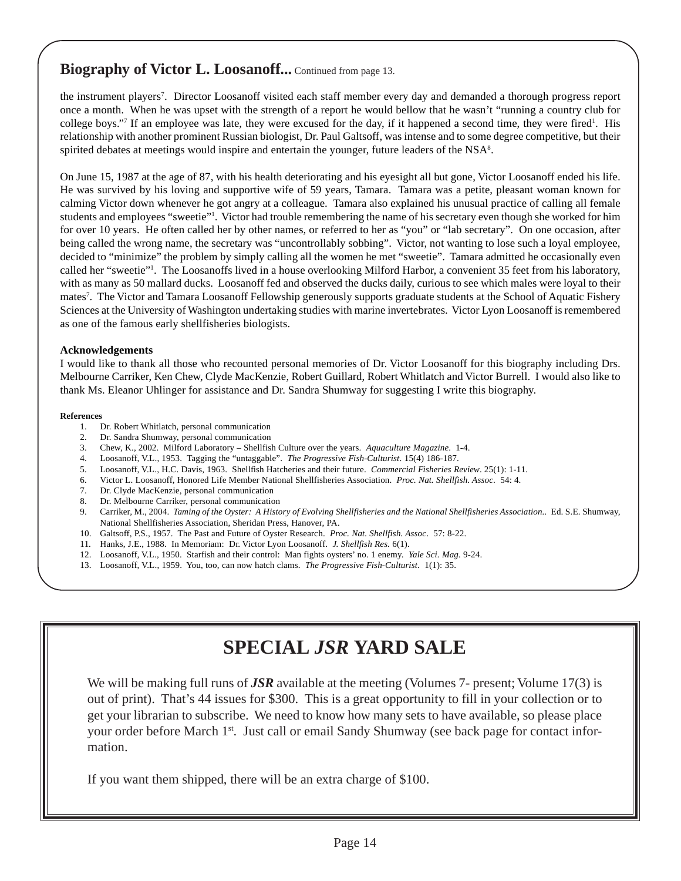## Biography of Victor L. Loosanoff... Continued from page 13.

the instrument players[7]. Director Loosanoff visited each staff member every day and demanded a thorough progress report once a month. When he was upset with the strength of a report he would bellow that he wasn't "running a country club for college boys."[7] If an employee was late, they were excused for the day, if it happened a second time, they were fired[1]. His relationship with another prominent Russian biologist, Dr. Paul Galtsoff, was intense and to some degree competitive, but their spirited debates at meetings would inspire and entertain the younger, future leaders of the NSA[8].

On June 15, 1987 at the age of 87, with his health deteriorating and his eyesight all but gone, Victor Loosanoff ended his life. He was survived by his loving and supportive wife of 59 years, Tamara. Tamara was a petite, pleasant woman known for calming Victor down whenever he got angry at a colleague. Tamara also explained his unusual practice of calling all female students and employees "sweetie"[1]. Victor had trouble remembering the name of his secretary even though she worked for him for over 10 years. He often called her by other names, or referred to her as "you" or "lab secretary". On one occasion, after being called the wrong name, the secretary was "uncontrollably sobbing". Victor, not wanting to lose such a loyal employee, decided to "minimize" the problem by simply calling all the women he met "sweetie". Tamara admitted he occasionally even called her "sweetie"[1]. The Loosanoffs lived in a house overlooking Milford Harbor, a convenient 35 feet from his laboratory, with as many as 50 mallard ducks. Loosanoff fed and observed the ducks daily, curious to see which males were loyal to their mates[7]. The Victor and Tamara Loosanoff Fellowship generously supports graduate students at the School of Aquatic Fishery Sciences at the University of Washington undertaking studies with marine invertebrates. Victor Lyon Loosanoff is remembered as one of the famous early shellfisheries biologists.

**Acknowledgements**

I would like to thank all those who recounted personal memories of Dr. Victor Loosanoff for this biography including Drs. Melbourne Carriker, Ken Chew, Clyde MacKenzie, Robert Guillard, Robert Whitlatch and Victor Burrell. I would also like to thank Ms. Eleanor Uhlinger for assistance and Dr. Sandra Shumway for suggesting I write this biography.

**References**

1. Dr. Robert Whitlatch, personal communication
2. Dr. Sandra Shumway, personal communication
3. Chew, K., 2002. Milford Laboratory – Shellfish Culture over the years. *Aquaculture Magazine*. 1-4.
4. Loosanoff, V.L., 1953. Tagging the "untaggable". *The Progressive Fish-Culturist*. 15(4) 186-187.
5. Loosanoff, V.L., H.C. Davis, 1963. Shellfish Hatcheries and their future. *Commercial Fisheries Review*. 25(1): 1-11.
6. Victor L. Loosanoff, Honored Life Member National Shellfisheries Association. *Proc. Nat. Shellfish. Assoc*. 54: 4.
7. Dr. Clyde MacKenzie, personal communication
8. Dr. Melbourne Carriker, personal communication
9. Carriker, M., 2004. *Taming of the Oyster: A History of Evolving Shellfisheries and the National Shellfisheries Association.*. Ed. S.E. Shumway, National Shellfisheries Association, Sheridan Press, Hanover, PA.
10. Galtsoff, P.S., 1957. The Past and Future of Oyster Research. *Proc. Nat. Shellfish. Assoc*. 57: 8-22.
11. Hanks, J.E., 1988. In Memoriam: Dr. Victor Lyon Loosanoff. *J. Shellfish Res.* 6(1).
12. Loosanoff, V.L., 1950. Starfish and their control: Man fights oysters' no. 1 enemy. *Yale Sci. Mag*. 9-24.
13. Loosanoff, V.L., 1959. You, too, can now hatch clams. *The Progressive Fish-Culturist*. 1(1): 35.

## SPECIAL *JSR* YARD SALE

We will be making full runs of ***JSR*** available at the meeting (Volumes 7- present; Volume 17(3) is out of print). That's 44 issues for $300. This is a great opportunity to fill in your collection or to get your librarian to subscribe. We need to know how many sets to have available, so please place your order before March 1st. Just call or email Sandy Shumway (see back page for contact information.

If you want them shipped, there will be an extra charge of $100.